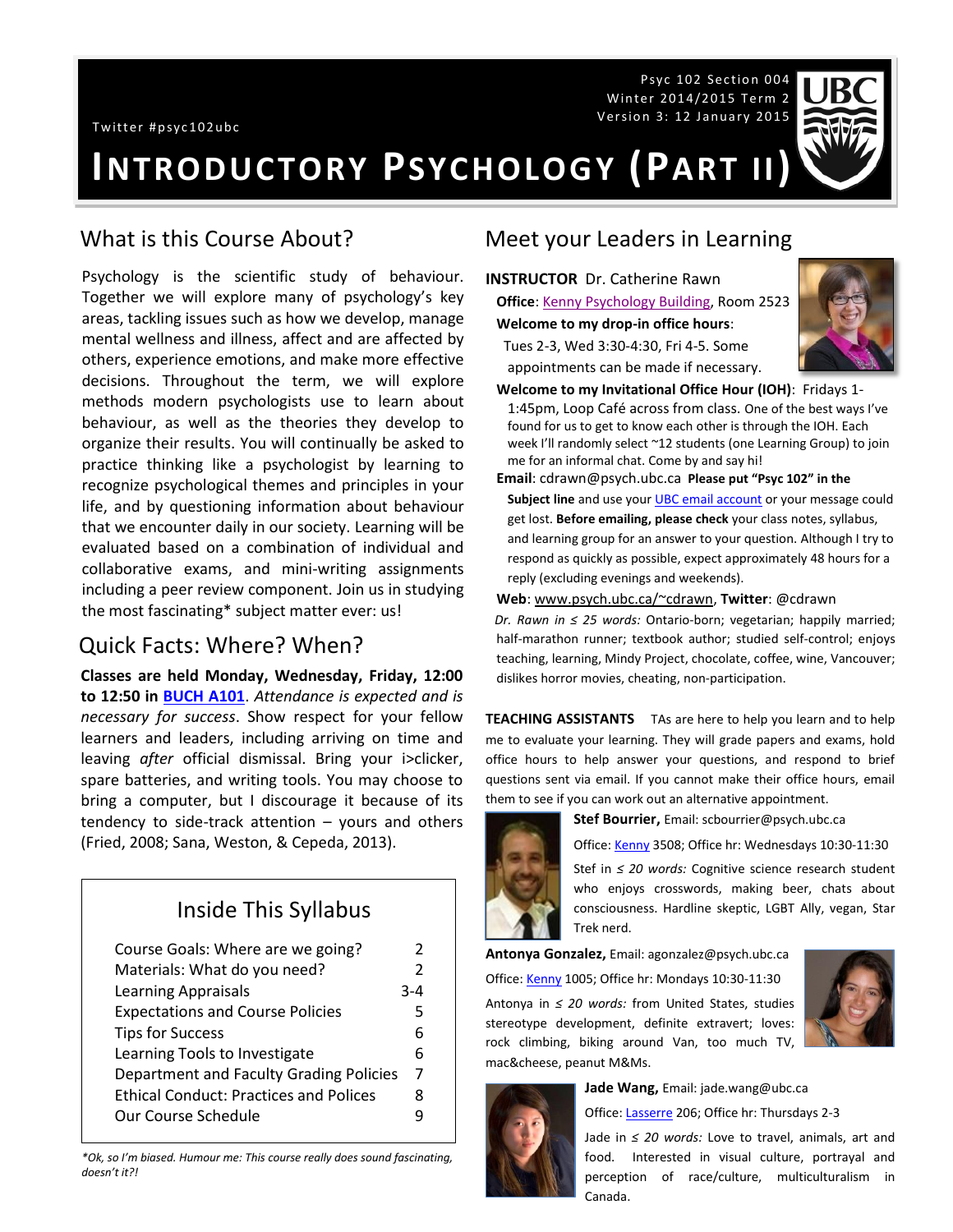Psyc 102 Section 004
Winter 2014/2015 Term 2
Version 3: 12 January 2015

Twitter #psyc102ubc

# INTRODUCTORY PSYCHOLOGY (PART II)

## What is this Course About?

Psychology is the scientific study of behaviour. Together we will explore many of psychology's key areas, tackling issues such as how we develop, manage mental wellness and illness, affect and are affected by others, experience emotions, and make more effective decisions. Throughout the term, we will explore methods modern psychologists use to learn about behaviour, as well as the theories they develop to organize their results. You will continually be asked to practice thinking like a psychologist by learning to recognize psychological themes and principles in your life, and by questioning information about behaviour that we encounter daily in our society. Learning will be evaluated based on a combination of individual and collaborative exams, and mini-writing assignments including a peer review component. Join us in studying the most fascinating* subject matter ever: us!

## Quick Facts: Where? When?

**Classes are held Monday, Wednesday, Friday, 12:00 to 12:50 in BUCH A101**. *Attendance is expected and is necessary for success*. Show respect for your fellow learners and leaders, including arriving on time and leaving *after* official dismissal. Bring your i>clicker, spare batteries, and writing tools. You may choose to bring a computer, but I discourage it because of its tendency to side-track attention – yours and others (Fried, 2008; Sana, Weston, & Cepeda, 2013).

### Inside This Syllabus

| | |
|---|---|
| Course Goals: Where are we going? | 2 |
| Materials: What do you need? | 2 |
| Learning Appraisals | 3-4 |
| Expectations and Course Policies | 5 |
| Tips for Success | 6 |
| Learning Tools to Investigate | 6 |
| Department and Faculty Grading Policies | 7 |
| Ethical Conduct: Practices and Polices | 8 |
| Our Course Schedule | 9 |

*\*Ok, so I'm biased. Humour me: This course really does sound fascinating, doesn't it?!*

## Meet your Leaders in Learning

**INSTRUCTOR** Dr. Catherine Rawn

**Office**: Kenny Psychology Building, Room 2523

**Welcome to my drop-in office hours**: Tues 2-3, Wed 3:30-4:30, Fri 4-5. Some appointments can be made if necessary.

**Welcome to my Invitational Office Hour (IOH)**: Fridays 1-1:45pm, Loop Café across from class. One of the best ways I've found for us to get to know each other is through the IOH. Each week I'll randomly select ~12 students (one Learning Group) to join me for an informal chat. Come by and say hi!

**Email**: cdrawn@psych.ubc.ca **Please put "Psyc 102" in the Subject line** and use your UBC email account or your message could get lost. **Before emailing, please check** your class notes, syllabus, and learning group for an answer to your question. Although I try to respond as quickly as possible, expect approximately 48 hours for a reply (excluding evenings and weekends).

**Web**: www.psych.ubc.ca/~cdrawn, **Twitter**: @cdrawn

*Dr. Rawn in ≤ 25 words:* Ontario-born; vegetarian; happily married; half-marathon runner; textbook author; studied self-control; enjoys teaching, learning, Mindy Project, chocolate, coffee, wine, Vancouver; dislikes horror movies, cheating, non-participation.

**TEACHING ASSISTANTS** TAs are here to help you learn and to help me to evaluate your learning. They will grade papers and exams, hold office hours to help answer your questions, and respond to brief questions sent via email. If you cannot make their office hours, email them to see if you can work out an alternative appointment.

**Stef Bourrier,** Email: scbourrier@psych.ubc.ca

Office: Kenny 3508; Office hr: Wednesdays 10:30-11:30

Stef in *≤ 20 words:* Cognitive science research student who enjoys crosswords, making beer, chats about consciousness. Hardline skeptic, LGBT Ally, vegan, Star Trek nerd.

**Antonya Gonzalez,** Email: agonzalez@psych.ubc.ca

Office: Kenny 1005; Office hr: Mondays 10:30-11:30

Antonya in *≤ 20 words:* from United States, studies stereotype development, definite extravert; loves: rock climbing, biking around Van, too much TV, mac&cheese, peanut M&Ms.

**Jade Wang,** Email: jade.wang@ubc.ca

Office: Lasserre 206; Office hr: Thursdays 2-3

Jade in *≤ 20 words:* Love to travel, animals, art and food. Interested in visual culture, portrayal and perception of race/culture, multiculturalism in Canada.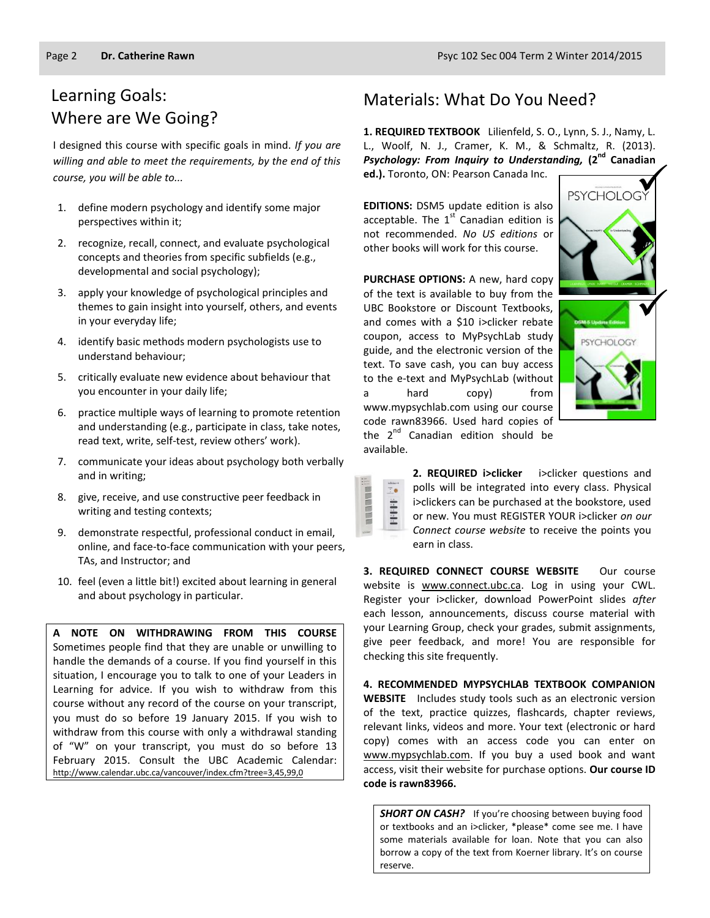## Learning Goals: Where are We Going?

I designed this course with specific goals in mind. *If you are willing and able to meet the requirements, by the end of this course, you will be able to...*

1. define modern psychology and identify some major perspectives within it;
2. recognize, recall, connect, and evaluate psychological concepts and theories from specific subfields (e.g., developmental and social psychology);
3. apply your knowledge of psychological principles and themes to gain insight into yourself, others, and events in your everyday life;
4. identify basic methods modern psychologists use to understand behaviour;
5. critically evaluate new evidence about behaviour that you encounter in your daily life;
6. practice multiple ways of learning to promote retention and understanding (e.g., participate in class, take notes, read text, write, self-test, review others' work).
7. communicate your ideas about psychology both verbally and in writing;
8. give, receive, and use constructive peer feedback in writing and testing contexts;
9. demonstrate respectful, professional conduct in email, online, and face-to-face communication with your peers, TAs, and Instructor; and
10. feel (even a little bit!) excited about learning in general and about psychology in particular.

**A NOTE ON WITHDRAWING FROM THIS COURSE** Sometimes people find that they are unable or unwilling to handle the demands of a course. If you find yourself in this situation, I encourage you to talk to one of your Leaders in Learning for advice. If you wish to withdraw from this course without any record of the course on your transcript, you must do so before 19 January 2015. If you wish to withdraw from this course with only a withdrawal standing of "W" on your transcript, you must do so before 13 February 2015. Consult the UBC Academic Calendar: http://www.calendar.ubc.ca/vancouver/index.cfm?tree=3,45,99,0

## Materials: What Do You Need?

**1. REQUIRED TEXTBOOK** Lilienfeld, S. O., Lynn, S. J., Namy, L. L., Woolf, N. J., Cramer, K. M., & Schmaltz, R. (2013). ***Psychology: From Inquiry to Understanding,* (2nd Canadian ed.).** Toronto, ON: Pearson Canada Inc.

**EDITIONS:** DSM5 update edition is also acceptable. The 1st Canadian edition is not recommended. *No US editions* or other books will work for this course.

**PURCHASE OPTIONS:** A new, hard copy of the text is available to buy from the UBC Bookstore or Discount Textbooks, and comes with a $10 i>clicker rebate coupon, access to MyPsychLab study guide, and the electronic version of the text. To save cash, you can buy access to the e-text and MyPsychLab (without a hard copy) from www.mypsychlab.com using our course code rawn83966. Used hard copies of the 2nd Canadian edition should be available.

**2. REQUIRED i>clicker** i>clicker questions and polls will be integrated into every class. Physical i>clickers can be purchased at the bookstore, used or new. You must REGISTER YOUR i>clicker *on our Connect course website* to receive the points you earn in class.

**3. REQUIRED CONNECT COURSE WEBSITE** Our course website is www.connect.ubc.ca. Log in using your CWL. Register your i>clicker, download PowerPoint slides *after* each lesson, announcements, discuss course material with your Learning Group, check your grades, submit assignments, give peer feedback, and more! You are responsible for checking this site frequently.

**4. RECOMMENDED MYPSYCHLAB TEXTBOOK COMPANION WEBSITE** Includes study tools such as an electronic version of the text, practice quizzes, flashcards, chapter reviews, relevant links, videos and more. Your text (electronic or hard copy) comes with an access code you can enter on www.mypsychlab.com. If you buy a used book and want access, visit their website for purchase options. **Our course ID code is rawn83966.**

***SHORT ON CASH?*** If you're choosing between buying food or textbooks and an i>clicker, \*please\* come see me. I have some materials available for loan. Note that you can also borrow a copy of the text from Koerner library. It's on course reserve.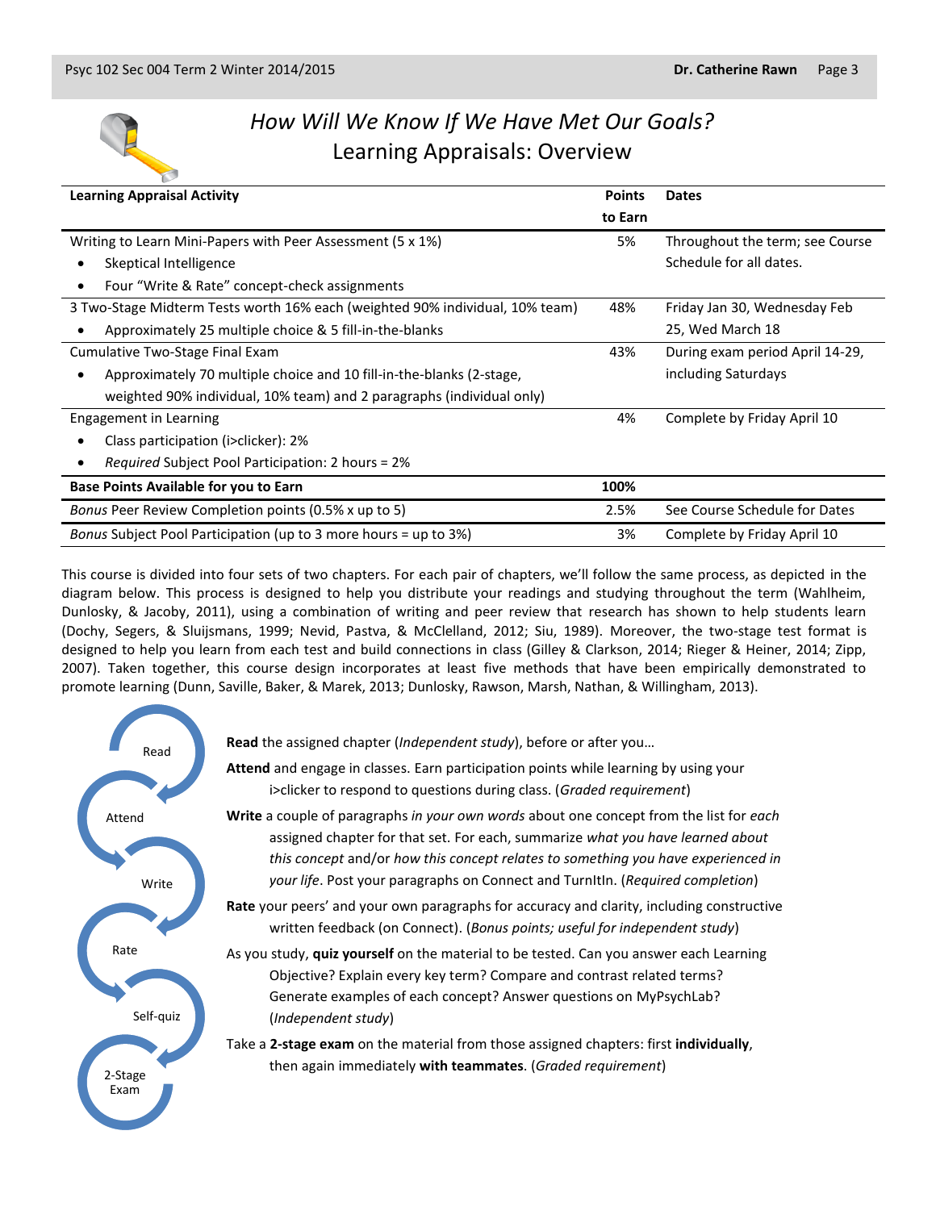# *How Will We Know If We Have Met Our Goals?*
## Learning Appraisals: Overview

| Learning Appraisal Activity | Points to Earn | Dates |
|---|---|---|
| Writing to Learn Mini-Papers with Peer Assessment (5 x 1%)<br>• Skeptical Intelligence<br>• Four "Write & Rate" concept-check assignments | 5% | Throughout the term; see Course Schedule for all dates. |
| 3 Two-Stage Midterm Tests worth 16% each (weighted 90% individual, 10% team)<br>• Approximately 25 multiple choice & 5 fill-in-the-blanks | 48% | Friday Jan 30, Wednesday Feb 25, Wed March 18 |
| Cumulative Two-Stage Final Exam<br>• Approximately 70 multiple choice and 10 fill-in-the-blanks (2-stage, weighted 90% individual, 10% team) and 2 paragraphs (individual only) | 43% | During exam period April 14-29, including Saturdays |
| Engagement in Learning<br>• Class participation (i>clicker): 2%<br>• *Required* Subject Pool Participation: 2 hours = 2% | 4% | Complete by Friday April 10 |
| **Base Points Available for you to Earn** | **100%** | |
| *Bonus* Peer Review Completion points (0.5% x up to 5) | 2.5% | See Course Schedule for Dates |
| *Bonus* Subject Pool Participation (up to 3 more hours = up to 3%) | 3% | Complete by Friday April 10 |

This course is divided into four sets of two chapters. For each pair of chapters, we'll follow the same process, as depicted in the diagram below. This process is designed to help you distribute your readings and studying throughout the term (Wahlheim, Dunlosky, & Jacoby, 2011), using a combination of writing and peer review that research has shown to help students learn (Dochy, Segers, & Sluijsmans, 1999; Nevid, Pastva, & McClelland, 2012; Siu, 1989). Moreover, the two-stage test format is designed to help you learn from each test and build connections in class (Gilley & Clarkson, 2014; Rieger & Heiner, 2014; Zipp, 2007). Taken together, this course design incorporates at least five methods that have been empirically demonstrated to promote learning (Dunn, Saville, Baker, & Marek, 2013; Dunlosky, Rawson, Marsh, Nathan, & Willingham, 2013).

Read → Attend → Write → Rate → Self-quiz → 2-Stage Exam

**Read** the assigned chapter (*Independent study*), before or after you…

**Attend** and engage in classes. Earn participation points while learning by using your i>clicker to respond to questions during class. (*Graded requirement*)

**Write** a couple of paragraphs *in your own words* about one concept from the list for *each* assigned chapter for that set. For each, summarize *what you have learned about this concept* and/or *how this concept relates to something you have experienced in your life*. Post your paragraphs on Connect and TurnItIn. (*Required completion*)

**Rate** your peers' and your own paragraphs for accuracy and clarity, including constructive written feedback (on Connect). (*Bonus points; useful for independent study*)

As you study, **quiz yourself** on the material to be tested. Can you answer each Learning Objective? Explain every key term? Compare and contrast related terms? Generate examples of each concept? Answer questions on MyPsychLab? (*Independent study*)

Take a **2-stage exam** on the material from those assigned chapters: first **individually**, then again immediately **with teammates**. (*Graded requirement*)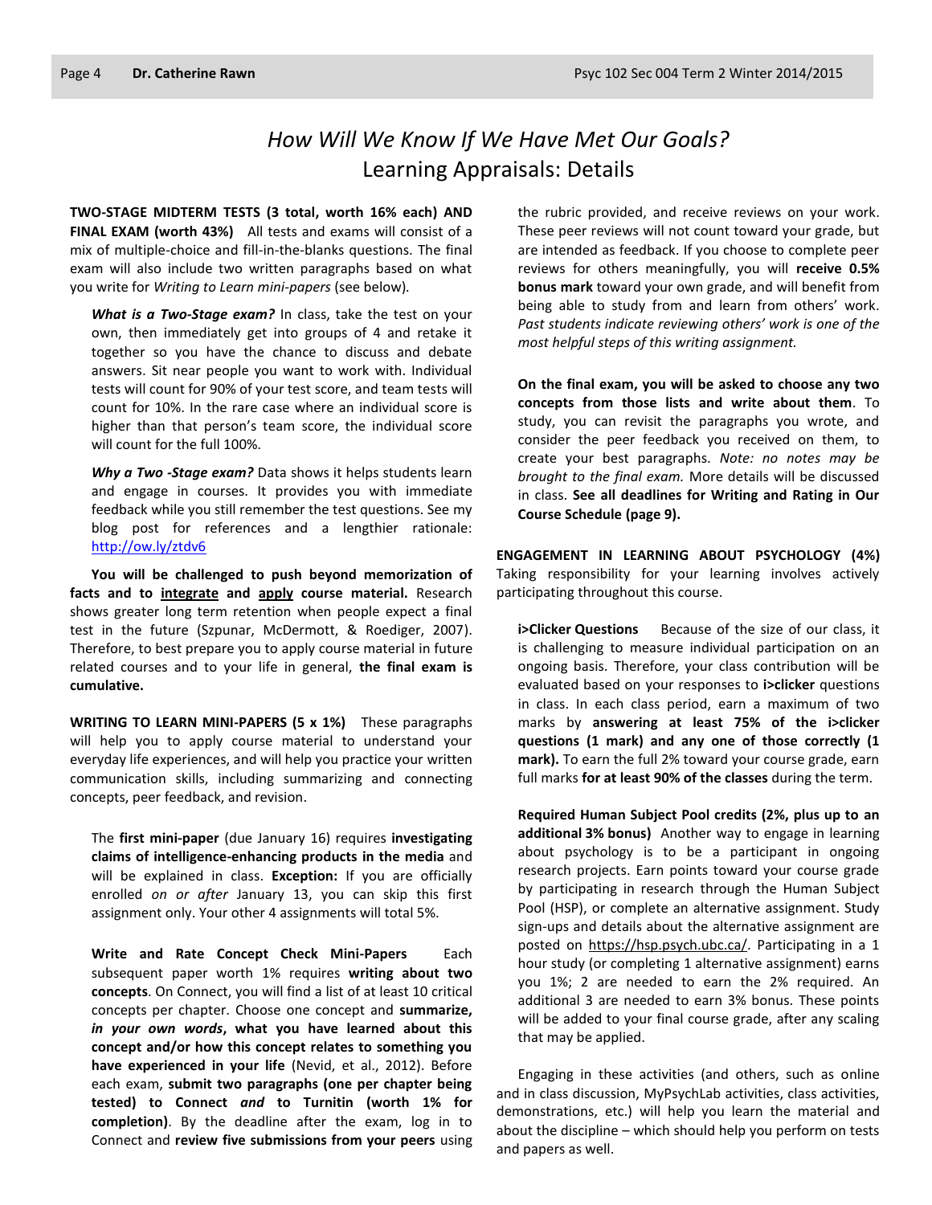# *How Will We Know If We Have Met Our Goals?*
## Learning Appraisals: Details

**TWO-STAGE MIDTERM TESTS (3 total, worth 16% each) AND FINAL EXAM (worth 43%)** All tests and exams will consist of a mix of multiple-choice and fill-in-the-blanks questions. The final exam will also include two written paragraphs based on what you write for *Writing to Learn mini-papers* (see below).

***What is a Two-Stage exam?*** In class, take the test on your own, then immediately get into groups of 4 and retake it together so you have the chance to discuss and debate answers. Sit near people you want to work with. Individual tests will count for 90% of your test score, and team tests will count for 10%. In the rare case where an individual score is higher than that person's team score, the individual score will count for the full 100%.

***Why a Two -Stage exam?*** Data shows it helps students learn and engage in courses. It provides you with immediate feedback while you still remember the test questions. See my blog post for references and a lengthier rationale: http://ow.ly/ztdv6

**You will be challenged to push beyond memorization of facts and to <u>integrate</u> and <u>apply</u> course material.** Research shows greater long term retention when people expect a final test in the future (Szpunar, McDermott, & Roediger, 2007). Therefore, to best prepare you to apply course material in future related courses and to your life in general, **the final exam is cumulative.**

**WRITING TO LEARN MINI-PAPERS (5 x 1%)** These paragraphs will help you to apply course material to understand your everyday life experiences, and will help you practice your written communication skills, including summarizing and connecting concepts, peer feedback, and revision.

The **first mini-paper** (due January 16) requires **investigating claims of intelligence-enhancing products in the media** and will be explained in class. **Exception:** If you are officially enrolled *on or after* January 13, you can skip this first assignment only. Your other 4 assignments will total 5%.

**Write and Rate Concept Check Mini-Papers** Each subsequent paper worth 1% requires **writing about two concepts**. On Connect, you will find a list of at least 10 critical concepts per chapter. Choose one concept and **summarize, *in your own words*, what you have learned about this concept and/or how this concept relates to something you have experienced in your life** (Nevid, et al., 2012). Before each exam, **submit two paragraphs (one per chapter being tested) to Connect *and* to Turnitin (worth 1% for completion)**. By the deadline after the exam, log in to Connect and **review five submissions from your peers** using the rubric provided, and receive reviews on your work. These peer reviews will not count toward your grade, but are intended as feedback. If you choose to complete peer reviews for others meaningfully, you will **receive 0.5% bonus mark** toward your own grade, and will benefit from being able to study from and learn from others' work. *Past students indicate reviewing others' work is one of the most helpful steps of this writing assignment.*

**On the final exam, you will be asked to choose any two concepts from those lists and write about them**. To study, you can revisit the paragraphs you wrote, and consider the peer feedback you received on them, to create your best paragraphs. *Note: no notes may be brought to the final exam.* More details will be discussed in class. **See all deadlines for Writing and Rating in Our Course Schedule (page 9).**

**ENGAGEMENT IN LEARNING ABOUT PSYCHOLOGY (4%)** Taking responsibility for your learning involves actively participating throughout this course.

**i>Clicker Questions** Because of the size of our class, it is challenging to measure individual participation on an ongoing basis. Therefore, your class contribution will be evaluated based on your responses to **i>clicker** questions in class. In each class period, earn a maximum of two marks by **answering at least 75% of the i>clicker questions (1 mark) and any one of those correctly (1 mark).** To earn the full 2% toward your course grade, earn full marks **for at least 90% of the classes** during the term.

**Required Human Subject Pool credits (2%, plus up to an additional 3% bonus)** Another way to engage in learning about psychology is to be a participant in ongoing research projects. Earn points toward your course grade by participating in research through the Human Subject Pool (HSP), or complete an alternative assignment. Study sign-ups and details about the alternative assignment are posted on https://hsp.psych.ubc.ca/. Participating in a 1 hour study (or completing 1 alternative assignment) earns you 1%; 2 are needed to earn the 2% required. An additional 3 are needed to earn 3% bonus. These points will be added to your final course grade, after any scaling that may be applied.

Engaging in these activities (and others, such as online and in class discussion, MyPsychLab activities, class activities, demonstrations, etc.) will help you learn the material and about the discipline – which should help you perform on tests and papers as well.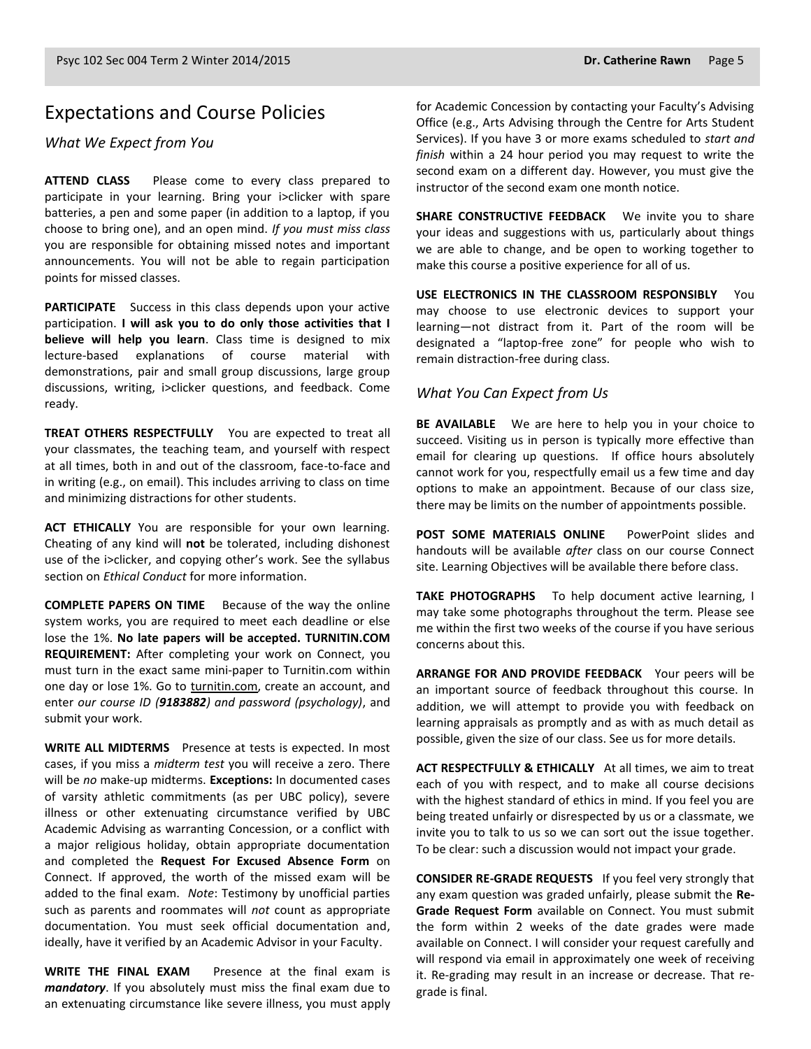## Expectations and Course Policies

### *What We Expect from You*

**ATTEND CLASS** Please come to every class prepared to participate in your learning. Bring your i>clicker with spare batteries, a pen and some paper (in addition to a laptop, if you choose to bring one), and an open mind. *If you must miss class* you are responsible for obtaining missed notes and important announcements. You will not be able to regain participation points for missed classes.

**PARTICIPATE** Success in this class depends upon your active participation. **I will ask you to do only those activities that I believe will help you learn**. Class time is designed to mix lecture-based explanations of course material with demonstrations, pair and small group discussions, large group discussions, writing, i>clicker questions, and feedback. Come ready.

**TREAT OTHERS RESPECTFULLY** You are expected to treat all your classmates, the teaching team, and yourself with respect at all times, both in and out of the classroom, face-to-face and in writing (e.g., on email). This includes arriving to class on time and minimizing distractions for other students.

**ACT ETHICALLY** You are responsible for your own learning. Cheating of any kind will **not** be tolerated, including dishonest use of the i>clicker, and copying other's work. See the syllabus section on *Ethical Conduct* for more information.

**COMPLETE PAPERS ON TIME** Because of the way the online system works, you are required to meet each deadline or else lose the 1%. **No late papers will be accepted. TURNITIN.COM REQUIREMENT:** After completing your work on Connect, you must turn in the exact same mini-paper to Turnitin.com within one day or lose 1%. Go to turnitin.com, create an account, and enter *our course ID (**9183882**) and password (psychology)*, and submit your work.

**WRITE ALL MIDTERMS** Presence at tests is expected. In most cases, if you miss a *midterm test* you will receive a zero. There will be *no* make-up midterms. **Exceptions:** In documented cases of varsity athletic commitments (as per UBC policy), severe illness or other extenuating circumstance verified by UBC Academic Advising as warranting Concession, or a conflict with a major religious holiday, obtain appropriate documentation and completed the **Request For Excused Absence Form** on Connect. If approved, the worth of the missed exam will be added to the final exam. *Note*: Testimony by unofficial parties such as parents and roommates will *not* count as appropriate documentation. You must seek official documentation and, ideally, have it verified by an Academic Advisor in your Faculty.

**WRITE THE FINAL EXAM** Presence at the final exam is ***mandatory***. If you absolutely must miss the final exam due to an extenuating circumstance like severe illness, you must apply for Academic Concession by contacting your Faculty's Advising Office (e.g., Arts Advising through the Centre for Arts Student Services). If you have 3 or more exams scheduled to *start and finish* within a 24 hour period you may request to write the second exam on a different day. However, you must give the instructor of the second exam one month notice.

**SHARE CONSTRUCTIVE FEEDBACK** We invite you to share your ideas and suggestions with us, particularly about things we are able to change, and be open to working together to make this course a positive experience for all of us.

**USE ELECTRONICS IN THE CLASSROOM RESPONSIBLY** You may choose to use electronic devices to support your learning—not distract from it. Part of the room will be designated a "laptop-free zone" for people who wish to remain distraction-free during class.

### *What You Can Expect from Us*

**BE AVAILABLE** We are here to help you in your choice to succeed. Visiting us in person is typically more effective than email for clearing up questions. If office hours absolutely cannot work for you, respectfully email us a few time and day options to make an appointment. Because of our class size, there may be limits on the number of appointments possible.

**POST SOME MATERIALS ONLINE** PowerPoint slides and handouts will be available *after* class on our course Connect site. Learning Objectives will be available there before class.

**TAKE PHOTOGRAPHS** To help document active learning, I may take some photographs throughout the term. Please see me within the first two weeks of the course if you have serious concerns about this.

**ARRANGE FOR AND PROVIDE FEEDBACK** Your peers will be an important source of feedback throughout this course. In addition, we will attempt to provide you with feedback on learning appraisals as promptly and as with as much detail as possible, given the size of our class. See us for more details.

**ACT RESPECTFULLY & ETHICALLY** At all times, we aim to treat each of you with respect, and to make all course decisions with the highest standard of ethics in mind. If you feel you are being treated unfairly or disrespected by us or a classmate, we invite you to talk to us so we can sort out the issue together. To be clear: such a discussion would not impact your grade.

**CONSIDER RE-GRADE REQUESTS** If you feel very strongly that any exam question was graded unfairly, please submit the **Re-Grade Request Form** available on Connect. You must submit the form within 2 weeks of the date grades were made available on Connect. I will consider your request carefully and will respond via email in approximately one week of receiving it. Re-grading may result in an increase or decrease. That re-grade is final.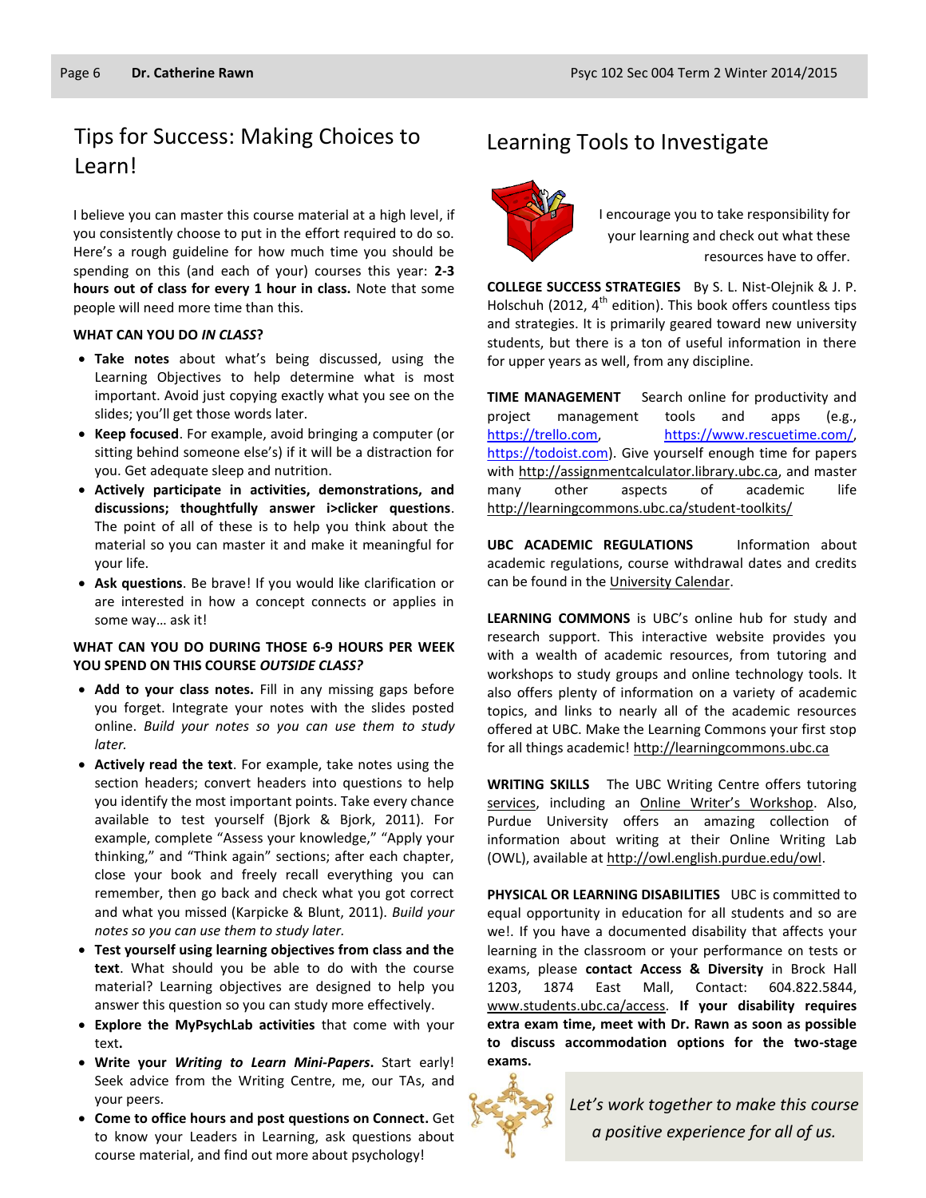## Tips for Success: Making Choices to Learn!

I believe you can master this course material at a high level, if you consistently choose to put in the effort required to do so. Here's a rough guideline for how much time you should be spending on this (and each of your) courses this year: **2-3 hours out of class for every 1 hour in class.** Note that some people will need more time than this.

**WHAT CAN YOU DO *IN CLASS*?**

- **Take notes** about what's being discussed, using the Learning Objectives to help determine what is most important. Avoid just copying exactly what you see on the slides; you'll get those words later.
- **Keep focused**. For example, avoid bringing a computer (or sitting behind someone else's) if it will be a distraction for you. Get adequate sleep and nutrition.
- **Actively participate in activities, demonstrations, and discussions; thoughtfully answer i>clicker questions**. The point of all of these is to help you think about the material so you can master it and make it meaningful for your life.
- **Ask questions**. Be brave! If you would like clarification or are interested in how a concept connects or applies in some way… ask it!

**WHAT CAN YOU DO DURING THOSE 6-9 HOURS PER WEEK YOU SPEND ON THIS COURSE *OUTSIDE CLASS?***

- **Add to your class notes.** Fill in any missing gaps before you forget. Integrate your notes with the slides posted online. *Build your notes so you can use them to study later.*
- **Actively read the text**. For example, take notes using the section headers; convert headers into questions to help you identify the most important points. Take every chance available to test yourself (Bjork & Bjork, 2011). For example, complete "Assess your knowledge," "Apply your thinking," and "Think again" sections; after each chapter, close your book and freely recall everything you can remember, then go back and check what you got correct and what you missed (Karpicke & Blunt, 2011). *Build your notes so you can use them to study later.*
- **Test yourself using learning objectives from class and the text**. What should you be able to do with the course material? Learning objectives are designed to help you answer this question so you can study more effectively.
- **Explore the MyPsychLab activities** that come with your text**.**
- **Write your *Writing to Learn Mini-Papers*.** Start early! Seek advice from the Writing Centre, me, our TAs, and your peers.
- **Come to office hours and post questions on Connect.** Get to know your Leaders in Learning, ask questions about course material, and find out more about psychology!

## Learning Tools to Investigate

I encourage you to take responsibility for your learning and check out what these resources have to offer.

**COLLEGE SUCCESS STRATEGIES** By S. L. Nist-Olejnik & J. P. Holschuh (2012, 4th edition). This book offers countless tips and strategies. It is primarily geared toward new university students, but there is a ton of useful information in there for upper years as well, from any discipline.

**TIME MANAGEMENT** Search online for productivity and project management tools and apps (e.g., https://trello.com, https://www.rescuetime.com/, https://todoist.com). Give yourself enough time for papers with http://assignmentcalculator.library.ubc.ca, and master many other aspects of academic life http://learningcommons.ubc.ca/student-toolkits/

**UBC ACADEMIC REGULATIONS** Information about academic regulations, course withdrawal dates and credits can be found in the University Calendar.

**LEARNING COMMONS** is UBC's online hub for study and research support. This interactive website provides you with a wealth of academic resources, from tutoring and workshops to study groups and online technology tools. It also offers plenty of information on a variety of academic topics, and links to nearly all of the academic resources offered at UBC. Make the Learning Commons your first stop for all things academic! http://learningcommons.ubc.ca

**WRITING SKILLS** The UBC Writing Centre offers tutoring services, including an Online Writer's Workshop. Also, Purdue University offers an amazing collection of information about writing at their Online Writing Lab (OWL), available at http://owl.english.purdue.edu/owl.

**PHYSICAL OR LEARNING DISABILITIES** UBC is committed to equal opportunity in education for all students and so are we!. If you have a documented disability that affects your learning in the classroom or your performance on tests or exams, please **contact Access & Diversity** in Brock Hall 1203, 1874 East Mall, Contact: 604.822.5844, www.students.ubc.ca/access. **If your disability requires extra exam time, meet with Dr. Rawn as soon as possible to discuss accommodation options for the two-stage exams.**

*Let's work together to make this course a positive experience for all of us.*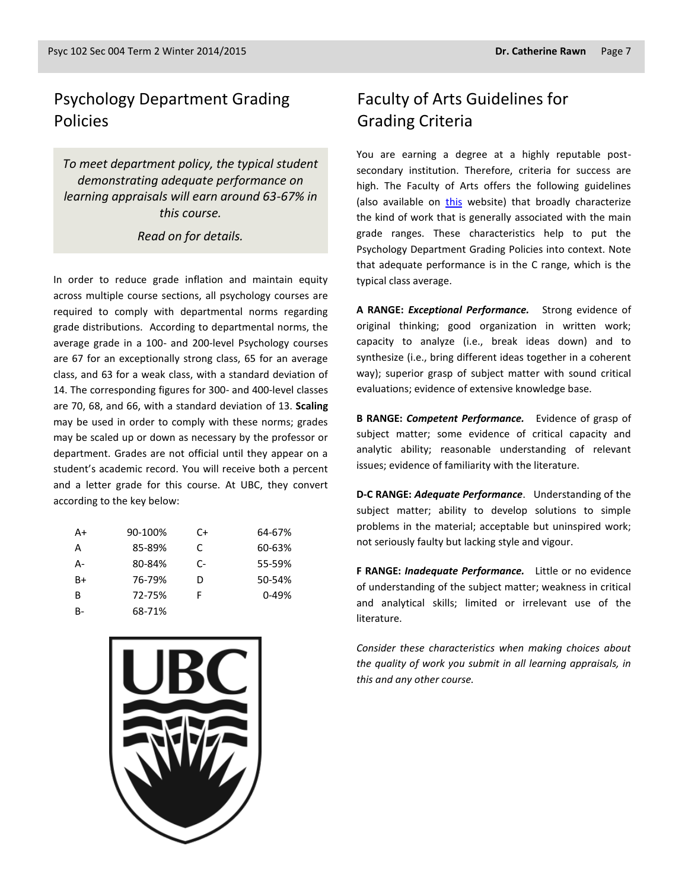## Psychology Department Grading Policies

*To meet department policy, the typical student demonstrating adequate performance on learning appraisals will earn around 63-67% in this course.*

*Read on for details.*

In order to reduce grade inflation and maintain equity across multiple course sections, all psychology courses are required to comply with departmental norms regarding grade distributions. According to departmental norms, the average grade in a 100- and 200-level Psychology courses are 67 for an exceptionally strong class, 65 for an average class, and 63 for a weak class, with a standard deviation of 14. The corresponding figures for 300- and 400-level classes are 70, 68, and 66, with a standard deviation of 13. **Scaling** may be used in order to comply with these norms; grades may be scaled up or down as necessary by the professor or department. Grades are not official until they appear on a student's academic record. You will receive both a percent and a letter grade for this course. At UBC, they convert according to the key below:

| | | | |
|---|---|---|---|
| A+ | 90-100% | C+ | 64-67% |
| A | 85-89% | C | 60-63% |
| A- | 80-84% | C- | 55-59% |
| B+ | 76-79% | D | 50-54% |
| B | 72-75% | F | 0-49% |
| B- | 68-71% | | |

## Faculty of Arts Guidelines for Grading Criteria

You are earning a degree at a highly reputable post-secondary institution. Therefore, criteria for success are high. The Faculty of Arts offers the following guidelines (also available on this website) that broadly characterize the kind of work that is generally associated with the main grade ranges. These characteristics help to put the Psychology Department Grading Policies into context. Note that adequate performance is in the C range, which is the typical class average.

**A RANGE: *Exceptional Performance.*** Strong evidence of original thinking; good organization in written work; capacity to analyze (i.e., break ideas down) and to synthesize (i.e., bring different ideas together in a coherent way); superior grasp of subject matter with sound critical evaluations; evidence of extensive knowledge base.

**B RANGE: *Competent Performance.*** Evidence of grasp of subject matter; some evidence of critical capacity and analytic ability; reasonable understanding of relevant issues; evidence of familiarity with the literature.

**D-C RANGE: *Adequate Performance*.** Understanding of the subject matter; ability to develop solutions to simple problems in the material; acceptable but uninspired work; not seriously faulty but lacking style and vigour.

**F RANGE: *Inadequate Performance.*** Little or no evidence of understanding of the subject matter; weakness in critical and analytical skills; limited or irrelevant use of the literature.

*Consider these characteristics when making choices about the quality of work you submit in all learning appraisals, in this and any other course.*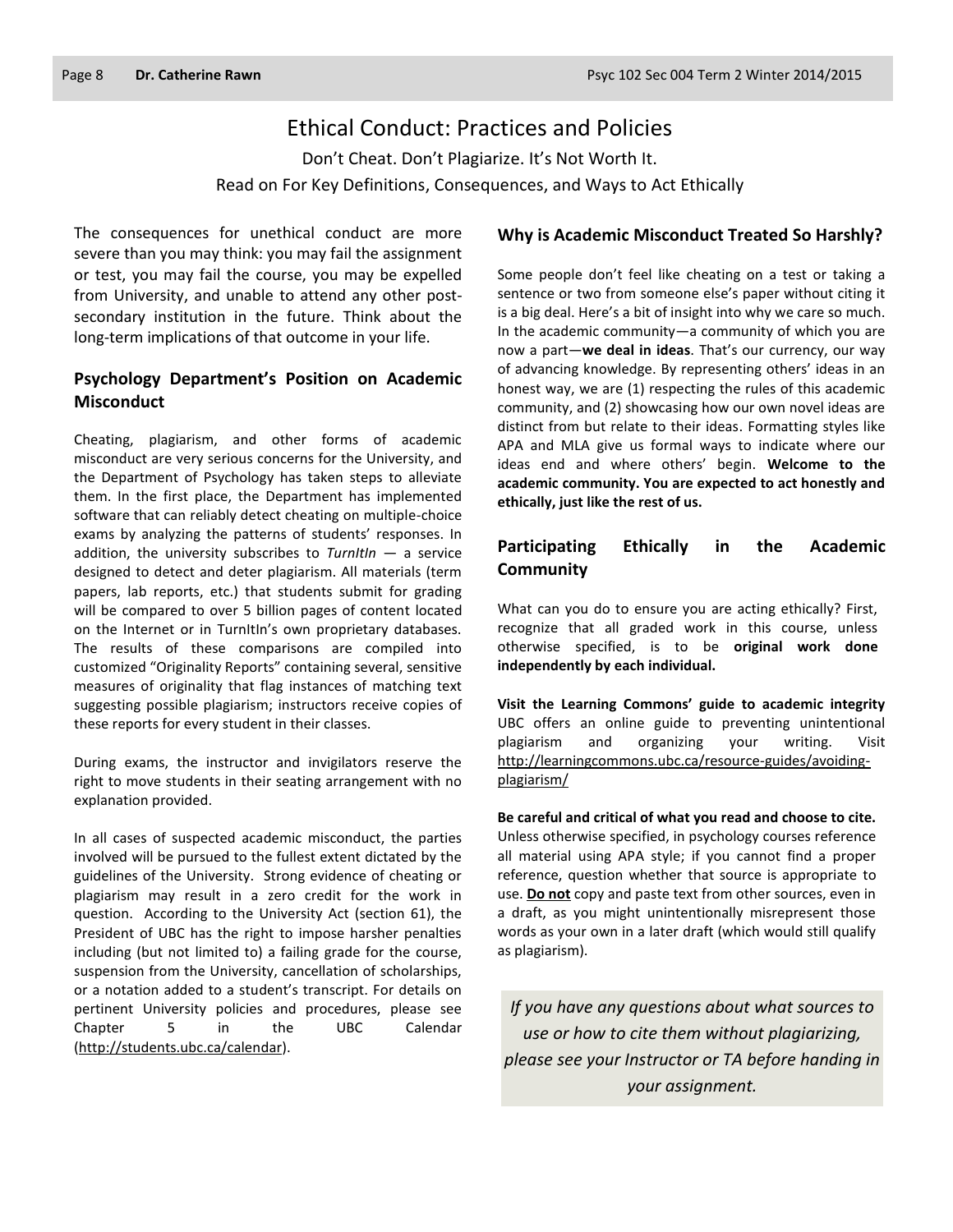# Ethical Conduct: Practices and Policies

Don't Cheat. Don't Plagiarize. It's Not Worth It.

Read on For Key Definitions, Consequences, and Ways to Act Ethically

The consequences for unethical conduct are more severe than you may think: you may fail the assignment or test, you may fail the course, you may be expelled from University, and unable to attend any other post-secondary institution in the future. Think about the long-term implications of that outcome in your life.

## Psychology Department's Position on Academic Misconduct

Cheating, plagiarism, and other forms of academic misconduct are very serious concerns for the University, and the Department of Psychology has taken steps to alleviate them. In the first place, the Department has implemented software that can reliably detect cheating on multiple-choice exams by analyzing the patterns of students' responses. In addition, the university subscribes to *TurnItIn* — a service designed to detect and deter plagiarism. All materials (term papers, lab reports, etc.) that students submit for grading will be compared to over 5 billion pages of content located on the Internet or in TurnItIn's own proprietary databases. The results of these comparisons are compiled into customized "Originality Reports" containing several, sensitive measures of originality that flag instances of matching text suggesting possible plagiarism; instructors receive copies of these reports for every student in their classes.

During exams, the instructor and invigilators reserve the right to move students in their seating arrangement with no explanation provided.

In all cases of suspected academic misconduct, the parties involved will be pursued to the fullest extent dictated by the guidelines of the University. Strong evidence of cheating or plagiarism may result in a zero credit for the work in question. According to the University Act (section 61), the President of UBC has the right to impose harsher penalties including (but not limited to) a failing grade for the course, suspension from the University, cancellation of scholarships, or a notation added to a student's transcript. For details on pertinent University policies and procedures, please see Chapter 5 in the UBC Calendar (http://students.ubc.ca/calendar).

## Why is Academic Misconduct Treated So Harshly?

Some people don't feel like cheating on a test or taking a sentence or two from someone else's paper without citing it is a big deal. Here's a bit of insight into why we care so much. In the academic community—a community of which you are now a part—**we deal in ideas**. That's our currency, our way of advancing knowledge. By representing others' ideas in an honest way, we are (1) respecting the rules of this academic community, and (2) showcasing how our own novel ideas are distinct from but relate to their ideas. Formatting styles like APA and MLA give us formal ways to indicate where our ideas end and where others' begin. **Welcome to the academic community. You are expected to act honestly and ethically, just like the rest of us.**

## Participating Ethically in the Academic Community

What can you do to ensure you are acting ethically? First, recognize that all graded work in this course, unless otherwise specified, is to be **original work done independently by each individual.**

**Visit the Learning Commons' guide to academic integrity** UBC offers an online guide to preventing unintentional plagiarism and organizing your writing. Visit http://learningcommons.ubc.ca/resource-guides/avoiding-plagiarism/

**Be careful and critical of what you read and choose to cite.** Unless otherwise specified, in psychology courses reference all material using APA style; if you cannot find a proper reference, question whether that source is appropriate to use. **Do not** copy and paste text from other sources, even in a draft, as you might unintentionally misrepresent those words as your own in a later draft (which would still qualify as plagiarism).

*If you have any questions about what sources to use or how to cite them without plagiarizing, please see your Instructor or TA before handing in your assignment.*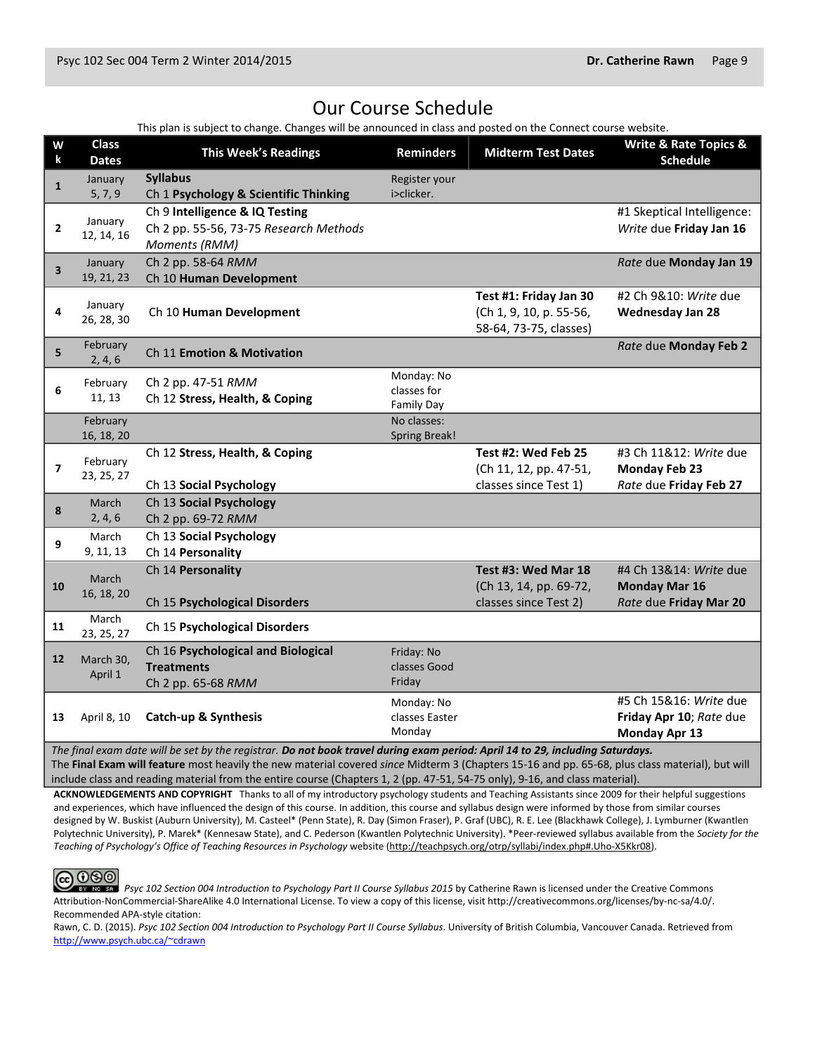# Our Course Schedule

This plan is subject to change. Changes will be announced in class and posted on the Connect course website.

| Wk | Class Dates | This Week's Readings | Reminders | Midterm Test Dates | Write & Rate Topics & Schedule |
|---|---|---|---|---|---|
| 1 | January 5, 7, 9 | **Syllabus**<br>Ch 1 **Psychology & Scientific Thinking** | Register your i>clicker. | | |
| 2 | January 12, 14, 16 | Ch 9 **Intelligence & IQ Testing**<br>Ch 2 pp. 55-56, 73-75 *Research Methods Moments (RMM)* | | | #1 Skeptical Intelligence: *Write* due **Friday Jan 16** |
| 3 | January 19, 21, 23 | Ch 2 pp. 58-64 *RMM*<br>Ch 10 **Human Development** | | | *Rate* due **Monday Jan 19** |
| 4 | January 26, 28, 30 | Ch 10 **Human Development** | | **Test #1: Friday Jan 30** (Ch 1, 9, 10, p. 55-56, 58-64, 73-75, classes) | #2 Ch 9&10: *Write* due **Wednesday Jan 28** |
| 5 | February 2, 4, 6 | Ch 11 **Emotion & Motivation** | | | *Rate* due **Monday Feb 2** |
| 6 | February 11, 13 | Ch 2 pp. 47-51 *RMM*<br>Ch 12 **Stress, Health, & Coping** | Monday: No classes for Family Day | | |
| | February 16, 18, 20 | | No classes: Spring Break! | | |
| 7 | February 23, 25, 27 | Ch 12 **Stress, Health, & Coping**<br>Ch 13 **Social Psychology** | | **Test #2: Wed Feb 25** (Ch 11, 12, pp. 47-51, classes since Test 1) | #3 Ch 11&12: *Write* due **Monday Feb 23**<br>*Rate* due **Friday Feb 27** |
| 8 | March 2, 4, 6 | Ch 13 **Social Psychology**<br>Ch 2 pp. 69-72 *RMM* | | | |
| 9 | March 9, 11, 13 | Ch 13 **Social Psychology**<br>Ch 14 **Personality** | | | |
| 10 | March 16, 18, 20 | Ch 14 **Personality**<br>Ch 15 **Psychological Disorders** | | **Test #3: Wed Mar 18** (Ch 13, 14, pp. 69-72, classes since Test 2) | #4 Ch 13&14: *Write* due **Monday Mar 16**<br>*Rate* due **Friday Mar 20** |
| 11 | March 23, 25, 27 | Ch 15 **Psychological Disorders** | | | |
| 12 | March 30, April 1 | Ch 16 **Psychological and Biological Treatments**<br>Ch 2 pp. 65-68 *RMM* | Friday: No classes Good Friday | | |
| 13 | April 8, 10 | **Catch-up & Synthesis** | Monday: No classes Easter Monday | | #5 Ch 15&16: *Write* due **Friday Apr 10**; *Rate* due **Monday Apr 13** |

*The final exam date will be set by the registrar.* ***Do not book travel during exam period: April 14 to 29, including Saturdays.***
The **Final Exam will feature** most heavily the new material covered *since* Midterm 3 (Chapters 15-16 and pp. 65-68, plus class material), but will include class and reading material from the entire course (Chapters 1, 2 (pp. 47-51, 54-75 only), 9-16, and class material).

**ACKNOWLEDGEMENTS AND COPYRIGHT** Thanks to all of my introductory psychology students and Teaching Assistants since 2009 for their helpful suggestions and experiences, which have influenced the design of this course. In addition, this course and syllabus design were informed by those from similar courses designed by W. Buskist (Auburn University), M. Casteel* (Penn State), R. Day (Simon Fraser), P. Graf (UBC), R. E. Lee (Blackhawk College), J. Lymburner (Kwantlen Polytechnic University), P. Marek* (Kennesaw State), and C. Pederson (Kwantlen Polytechnic University). *Peer-reviewed syllabus available from the *Society for the Teaching of Psychology's Office of Teaching Resources in Psychology* website (http://teachpsych.org/otrp/syllabi/index.php#.Uho-X5Kkr08).

*Psyc 102 Section 004 Introduction to Psychology Part II Course Syllabus 2015* by Catherine Rawn is licensed under the Creative Commons Attribution-NonCommercial-ShareAlike 4.0 International License. To view a copy of this license, visit http://creativecommons.org/licenses/by-nc-sa/4.0/.
Recommended APA-style citation:
Rawn, C. D. (2015). *Psyc 102 Section 004 Introduction to Psychology Part II Course Syllabus*. University of British Columbia, Vancouver Canada. Retrieved from http://www.psych.ubc.ca/~cdrawn